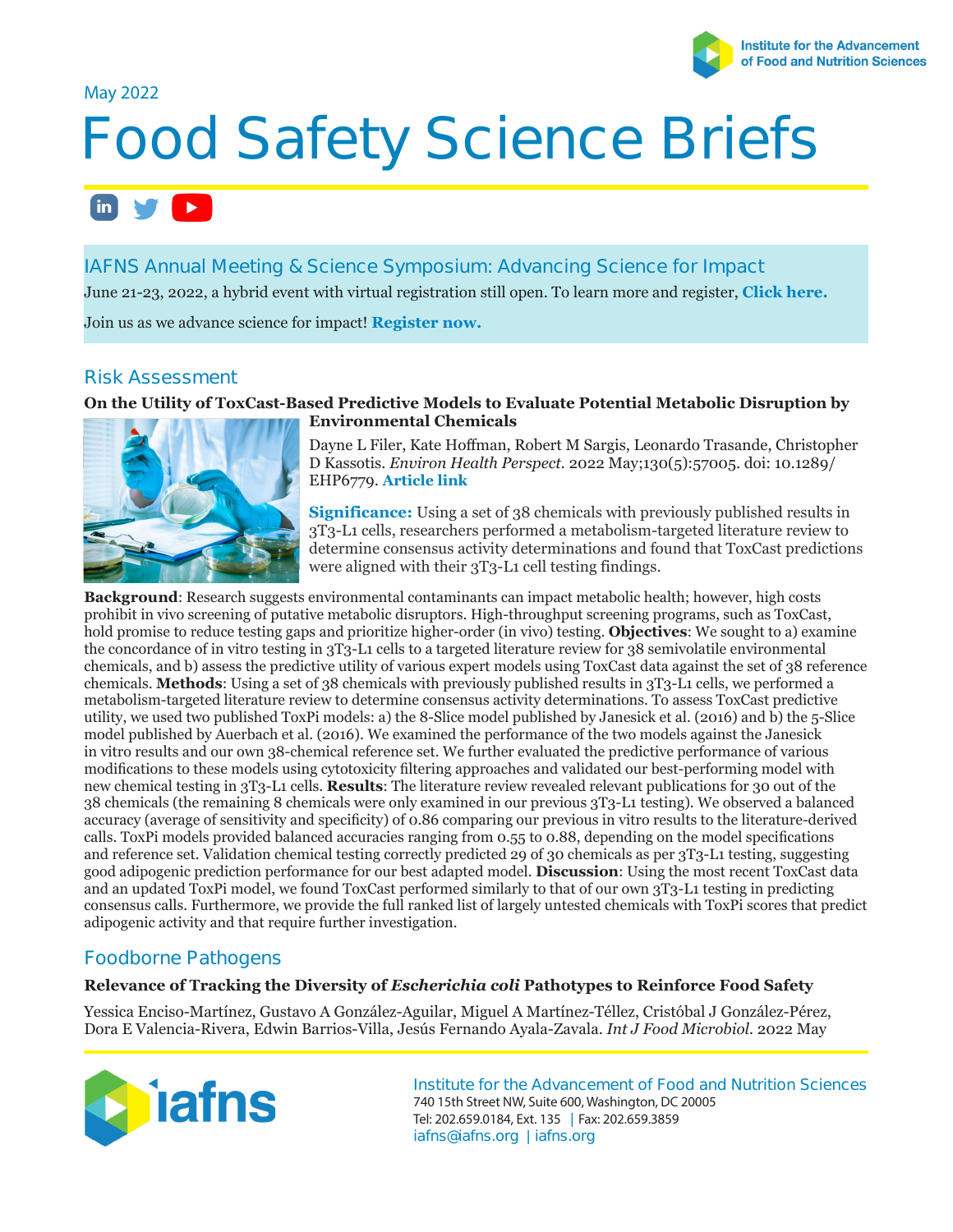May 2022

# Food Safety Science Briefs

## IAFNS Annual Meeting & Science Symposium: Advancing Science for Impact

June 21-23, 2022, a hybrid event with virtual registration still open. To learn more and register, **Click here.**

Join us as we advance science for impact! **Register now.**

## Risk Assessment

### On the Utility of ToxCast-Based Predictive Models to Evaluate Potential Metabolic Disruption by Environmental Chemicals

Dayne L Filer, Kate Hoffman, Robert M Sargis, Leonardo Trasande, Christopher D Kassotis. *Environ Health Perspect.* 2022 May;130(5):57005. doi: 10.1289/EHP6779. **Article link**

**Significance:** Using a set of 38 chemicals with previously published results in 3T3-L1 cells, researchers performed a metabolism-targeted literature review to determine consensus activity determinations and found that ToxCast predictions were aligned with their 3T3-L1 cell testing findings.

**Background**: Research suggests environmental contaminants can impact metabolic health; however, high costs prohibit in vivo screening of putative metabolic disruptors. High-throughput screening programs, such as ToxCast, hold promise to reduce testing gaps and prioritize higher-order (in vivo) testing. **Objectives**: We sought to a) examine the concordance of in vitro testing in 3T3-L1 cells to a targeted literature review for 38 semivolatile environmental chemicals, and b) assess the predictive utility of various expert models using ToxCast data against the set of 38 reference chemicals. **Methods**: Using a set of 38 chemicals with previously published results in 3T3-L1 cells, we performed a metabolism-targeted literature review to determine consensus activity determinations. To assess ToxCast predictive utility, we used two published ToxPi models: a) the 8-Slice model published by Janesick et al. (2016) and b) the 5-Slice model published by Auerbach et al. (2016). We examined the performance of the two models against the Janesick in vitro results and our own 38-chemical reference set. We further evaluated the predictive performance of various modifications to these models using cytotoxicity filtering approaches and validated our best-performing model with new chemical testing in 3T3-L1 cells. **Results**: The literature review revealed relevant publications for 30 out of the 38 chemicals (the remaining 8 chemicals were only examined in our previous 3T3-L1 testing). We observed a balanced accuracy (average of sensitivity and specificity) of 0.86 comparing our previous in vitro results to the literature-derived calls. ToxPi models provided balanced accuracies ranging from 0.55 to 0.88, depending on the model specifications and reference set. Validation chemical testing correctly predicted 29 of 30 chemicals as per 3T3-L1 testing, suggesting good adipogenic prediction performance for our best adapted model. **Discussion**: Using the most recent ToxCast data and an updated ToxPi model, we found ToxCast performed similarly to that of our own 3T3-L1 testing in predicting consensus calls. Furthermore, we provide the full ranked list of largely untested chemicals with ToxPi scores that predict adipogenic activity and that require further investigation.

## Foodborne Pathogens

### Relevance of Tracking the Diversity of *Escherichia coli* Pathotypes to Reinforce Food Safety

Yessica Enciso-Martínez, Gustavo A González-Aguilar, Miguel A Martínez-Téllez, Cristóbal J González-Pérez, Dora E Valencia-Rivera, Edwin Barrios-Villa, Jesús Fernando Ayala-Zavala. *Int J Food Microbiol.* 2022 May

Institute for the Advancement of Food and Nutrition Sciences
740 15th Street NW, Suite 600, Washington, DC 20005
Tel: 202.659.0184, Ext. 135 | Fax: 202.659.3859
iafns@iafns.org | iafns.org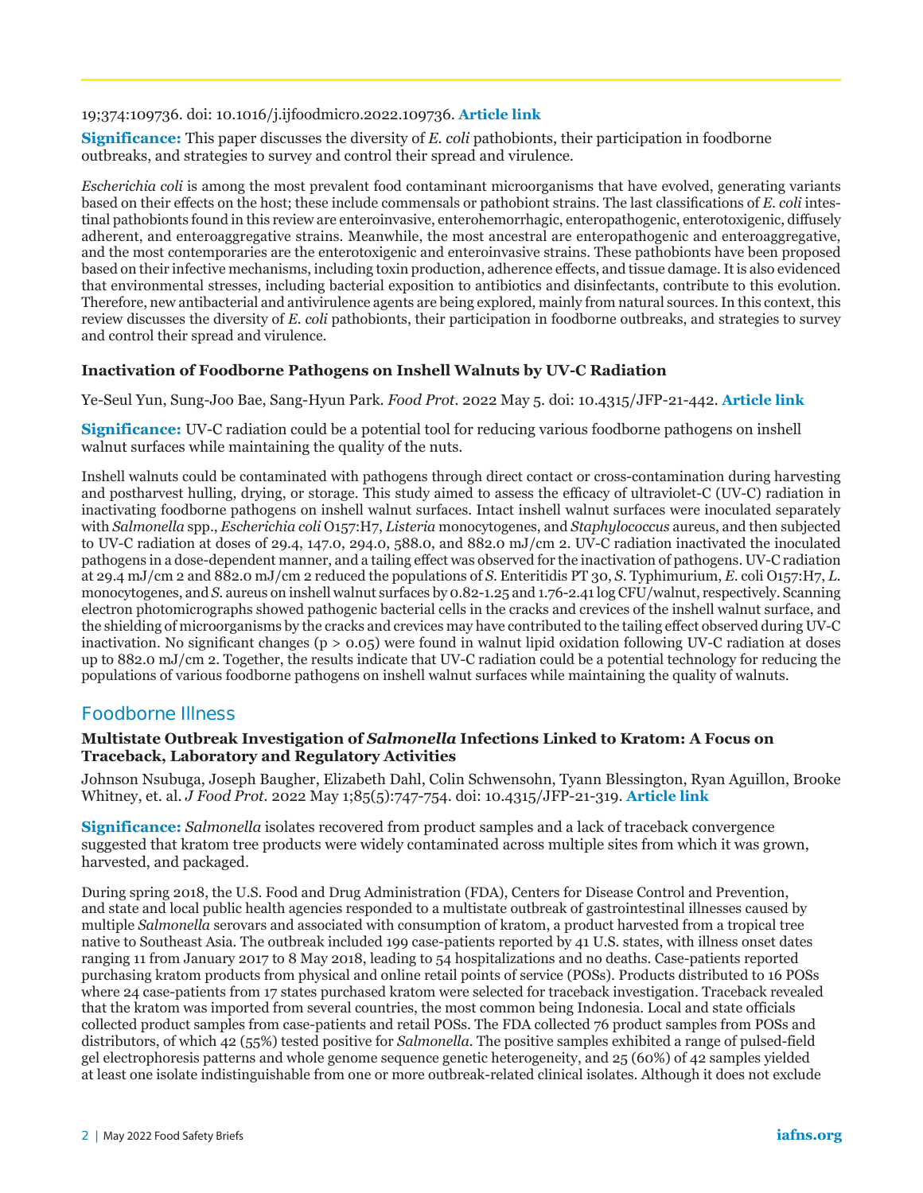19;374:109736. doi: 10.1016/j.ijfoodmicro.2022.109736. **Article link**

**Significance:** This paper discusses the diversity of *E. coli* pathobionts, their participation in foodborne outbreaks, and strategies to survey and control their spread and virulence.

*Escherichia coli* is among the most prevalent food contaminant microorganisms that have evolved, generating variants based on their effects on the host; these include commensals or pathobiont strains. The last classifications of *E. coli* intestinal pathobionts found in this review are enteroinvasive, enterohemorrhagic, enteropathogenic, enterotoxigenic, diffusely adherent, and enteroaggregative strains. Meanwhile, the most ancestral are enteropathogenic and enteroaggregative, and the most contemporaries are the enterotoxigenic and enteroinvasive strains. These pathobionts have been proposed based on their infective mechanisms, including toxin production, adherence effects, and tissue damage. It is also evidenced that environmental stresses, including bacterial exposition to antibiotics and disinfectants, contribute to this evolution. Therefore, new antibacterial and antivirulence agents are being explored, mainly from natural sources. In this context, this review discusses the diversity of *E. coli* pathobionts, their participation in foodborne outbreaks, and strategies to survey and control their spread and virulence.

### Inactivation of Foodborne Pathogens on Inshell Walnuts by UV-C Radiation

Ye-Seul Yun, Sung-Joo Bae, Sang-Hyun Park. *Food Prot.* 2022 May 5. doi: 10.4315/JFP-21-442. **Article link**

**Significance:** UV-C radiation could be a potential tool for reducing various foodborne pathogens on inshell walnut surfaces while maintaining the quality of the nuts.

Inshell walnuts could be contaminated with pathogens through direct contact or cross-contamination during harvesting and postharvest hulling, drying, or storage. This study aimed to assess the efficacy of ultraviolet-C (UV-C) radiation in inactivating foodborne pathogens on inshell walnut surfaces. Intact inshell walnut surfaces were inoculated separately with *Salmonella* spp., *Escherichia coli* O157:H7, *Listeria* monocytogenes, and *Staphylococcus* aureus, and then subjected to UV-C radiation at doses of 29.4, 147.0, 294.0, 588.0, and 882.0 mJ/cm 2. UV-C radiation inactivated the inoculated pathogens in a dose-dependent manner, and a tailing effect was observed for the inactivation of pathogens. UV-C radiation at 29.4 mJ/cm 2 and 882.0 mJ/cm 2 reduced the populations of *S.* Enteritidis PT 30, *S.* Typhimurium, *E.* coli O157:H7, *L.* monocytogenes, and *S.* aureus on inshell walnut surfaces by 0.82-1.25 and 1.76-2.41 log CFU/walnut, respectively. Scanning electron photomicrographs showed pathogenic bacterial cells in the cracks and crevices of the inshell walnut surface, and the shielding of microorganisms by the cracks and crevices may have contributed to the tailing effect observed during UV-C inactivation. No significant changes ($p > 0.05$) were found in walnut lipid oxidation following UV-C radiation at doses up to 882.0 mJ/cm 2. Together, the results indicate that UV-C radiation could be a potential technology for reducing the populations of various foodborne pathogens on inshell walnut surfaces while maintaining the quality of walnuts.

## Foodborne Illness

### Multistate Outbreak Investigation of *Salmonella* Infections Linked to Kratom: A Focus on Traceback, Laboratory and Regulatory Activities

Johnson Nsubuga, Joseph Baugher, Elizabeth Dahl, Colin Schwensohn, Tyann Blessington, Ryan Aguillon, Brooke Whitney, et. al. *J Food Prot.* 2022 May 1;85(5):747-754. doi: 10.4315/JFP-21-319. **Article link**

**Significance:** *Salmonella* isolates recovered from product samples and a lack of traceback convergence suggested that kratom tree products were widely contaminated across multiple sites from which it was grown, harvested, and packaged.

During spring 2018, the U.S. Food and Drug Administration (FDA), Centers for Disease Control and Prevention, and state and local public health agencies responded to a multistate outbreak of gastrointestinal illnesses caused by multiple *Salmonella* serovars and associated with consumption of kratom, a product harvested from a tropical tree native to Southeast Asia. The outbreak included 199 case-patients reported by 41 U.S. states, with illness onset dates ranging 11 from January 2017 to 8 May 2018, leading to 54 hospitalizations and no deaths. Case-patients reported purchasing kratom products from physical and online retail points of service (POSs). Products distributed to 16 POSs where 24 case-patients from 17 states purchased kratom were selected for traceback investigation. Traceback revealed that the kratom was imported from several countries, the most common being Indonesia. Local and state officials collected product samples from case-patients and retail POSs. The FDA collected 76 product samples from POSs and distributors, of which 42 (55%) tested positive for *Salmonella*. The positive samples exhibited a range of pulsed-field gel electrophoresis patterns and whole genome sequence genetic heterogeneity, and 25 (60%) of 42 samples yielded at least one isolate indistinguishable from one or more outbreak-related clinical isolates. Although it does not exclude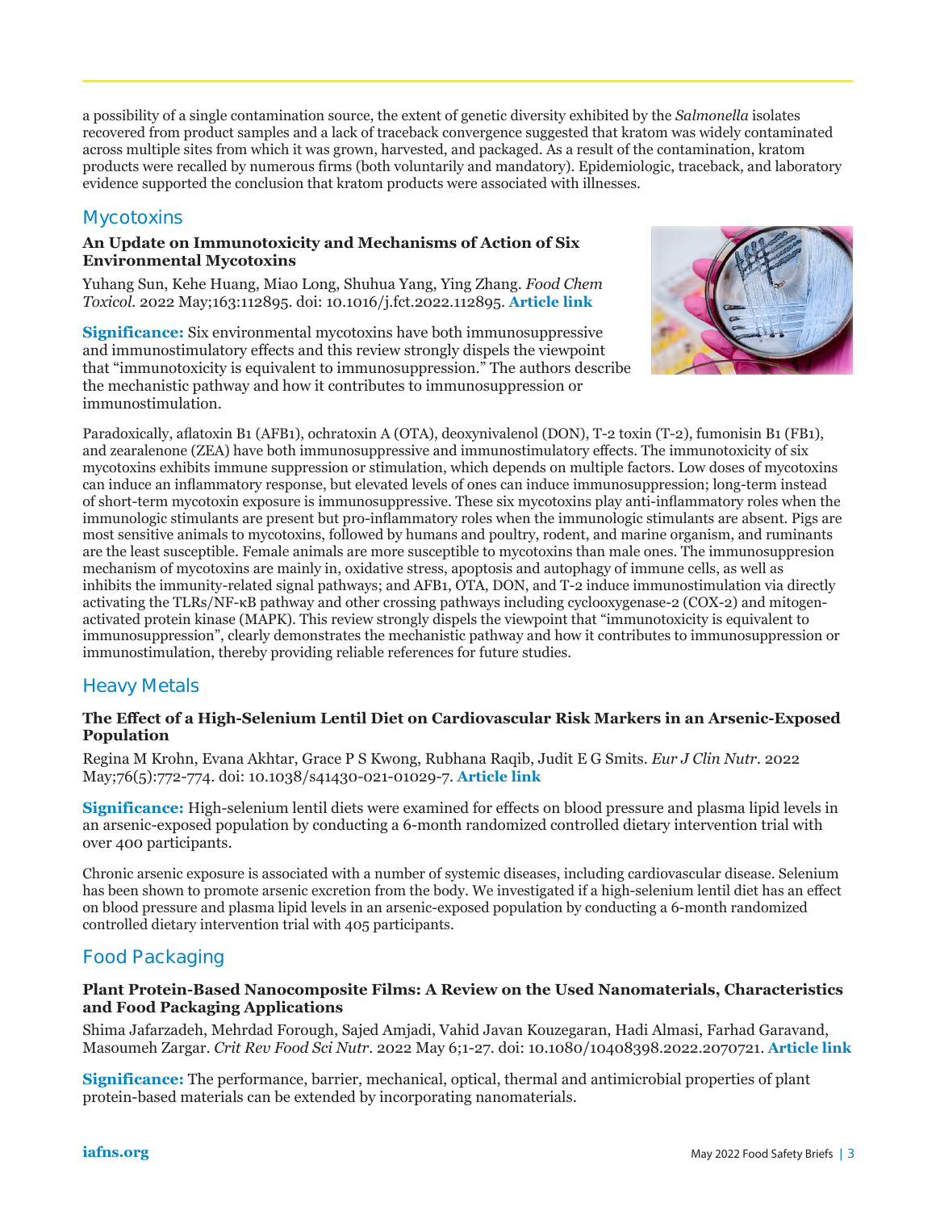a possibility of a single contamination source, the extent of genetic diversity exhibited by the *Salmonella* isolates recovered from product samples and a lack of traceback convergence suggested that kratom was widely contaminated across multiple sites from which it was grown, harvested, and packaged. As a result of the contamination, kratom products were recalled by numerous firms (both voluntarily and mandatory). Epidemiologic, traceback, and laboratory evidence supported the conclusion that kratom products were associated with illnesses.

## Mycotoxins

### An Update on Immunotoxicity and Mechanisms of Action of Six Environmental Mycotoxins

Yuhang Sun, Kehe Huang, Miao Long, Shuhua Yang, Ying Zhang. *Food Chem Toxicol*. 2022 May;163:112895. doi: 10.1016/j.fct.2022.112895. **Article link**

**Significance:** Six environmental mycotoxins have both immunosuppressive and immunostimulatory effects and this review strongly dispels the viewpoint that "immunotoxicity is equivalent to immunosuppression." The authors describe the mechanistic pathway and how it contributes to immunosuppression or immunostimulation.

Paradoxically, aflatoxin B1 (AFB1), ochratoxin A (OTA), deoxynivalenol (DON), T-2 toxin (T-2), fumonisin B1 (FB1), and zearalenone (ZEA) have both immunosuppressive and immunostimulatory effects. The immunotoxicity of six mycotoxins exhibits immune suppression or stimulation, which depends on multiple factors. Low doses of mycotoxins can induce an inflammatory response, but elevated levels of ones can induce immunosuppression; long-term instead of short-term mycotoxin exposure is immunosuppressive. These six mycotoxins play anti-inflammatory roles when the immunologic stimulants are present but pro-inflammatory roles when the immunologic stimulants are absent. Pigs are most sensitive animals to mycotoxins, followed by humans and poultry, rodent, and marine organism, and ruminants are the least susceptible. Female animals are more susceptible to mycotoxins than male ones. The immunosuppresion mechanism of mycotoxins are mainly in, oxidative stress, apoptosis and autophagy of immune cells, as well as inhibits the immunity-related signal pathways; and AFB1, OTA, DON, and T-2 induce immunostimulation via directly activating the TLRs/NF-κB pathway and other crossing pathways including cyclooxygenase-2 (COX-2) and mitogen-activated protein kinase (MAPK). This review strongly dispels the viewpoint that "immunotoxicity is equivalent to immunosuppression", clearly demonstrates the mechanistic pathway and how it contributes to immunosuppression or immunostimulation, thereby providing reliable references for future studies.

## Heavy Metals

### The Effect of a High-Selenium Lentil Diet on Cardiovascular Risk Markers in an Arsenic-Exposed Population

Regina M Krohn, Evana Akhtar, Grace P S Kwong, Rubhana Raqib, Judit E G Smits. *Eur J Clin Nutr*. 2022 May;76(5):772-774. doi: 10.1038/s41430-021-01029-7. **Article link**

**Significance:** High-selenium lentil diets were examined for effects on blood pressure and plasma lipid levels in an arsenic-exposed population by conducting a 6-month randomized controlled dietary intervention trial with over 400 participants.

Chronic arsenic exposure is associated with a number of systemic diseases, including cardiovascular disease. Selenium has been shown to promote arsenic excretion from the body. We investigated if a high-selenium lentil diet has an effect on blood pressure and plasma lipid levels in an arsenic-exposed population by conducting a 6-month randomized controlled dietary intervention trial with 405 participants.

## Food Packaging

### Plant Protein-Based Nanocomposite Films: A Review on the Used Nanomaterials, Characteristics and Food Packaging Applications

Shima Jafarzadeh, Mehrdad Forough, Sajed Amjadi, Vahid Javan Kouzegaran, Hadi Almasi, Farhad Garavand, Masoumeh Zargar. *Crit Rev Food Sci Nutr*. 2022 May 6;1-27. doi: 10.1080/10408398.2022.2070721. **Article link**

**Significance:** The performance, barrier, mechanical, optical, thermal and antimicrobial properties of plant protein-based materials can be extended by incorporating nanomaterials.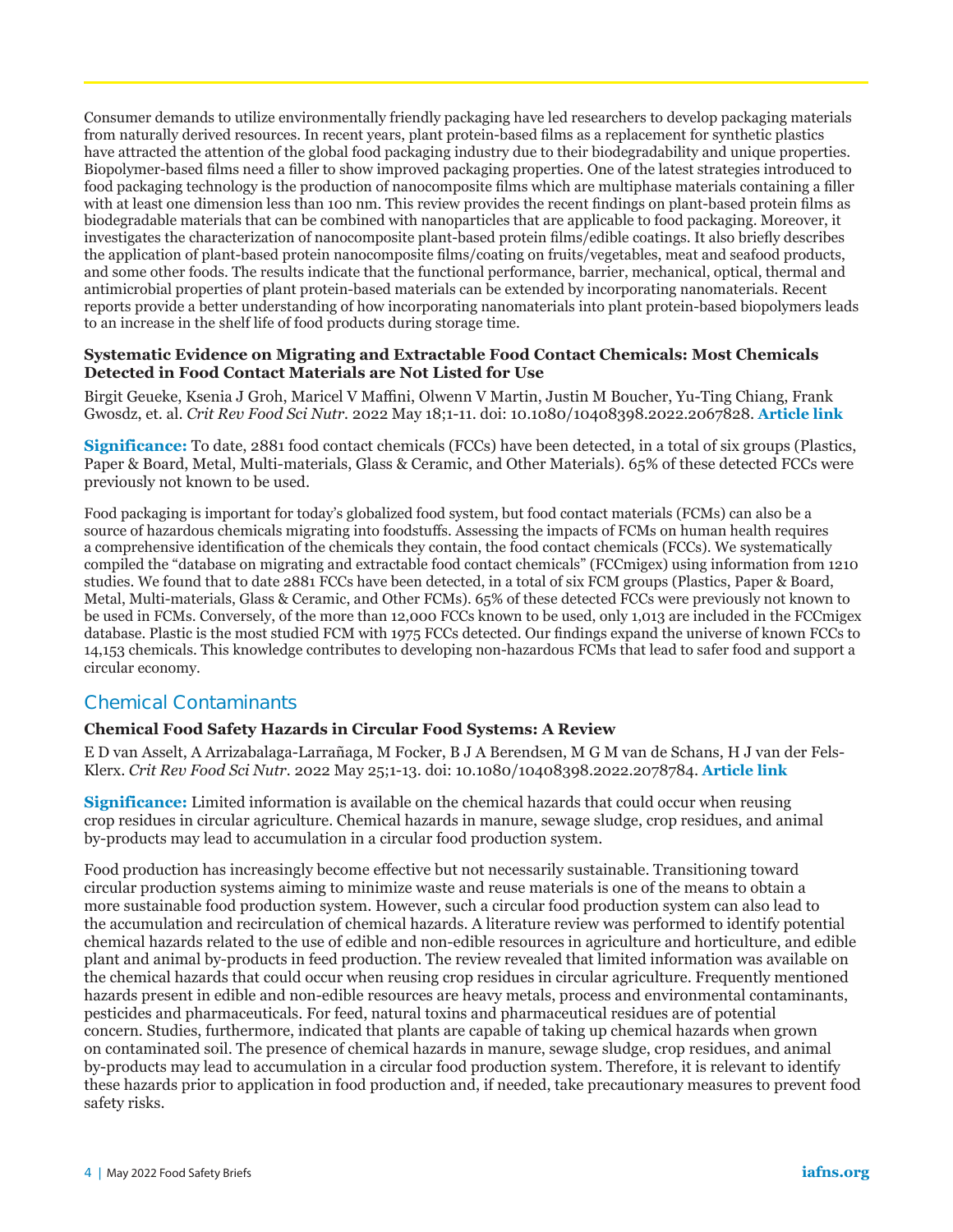Consumer demands to utilize environmentally friendly packaging have led researchers to develop packaging materials from naturally derived resources. In recent years, plant protein-based films as a replacement for synthetic plastics have attracted the attention of the global food packaging industry due to their biodegradability and unique properties. Biopolymer-based films need a filler to show improved packaging properties. One of the latest strategies introduced to food packaging technology is the production of nanocomposite films which are multiphase materials containing a filler with at least one dimension less than 100 nm. This review provides the recent findings on plant-based protein films as biodegradable materials that can be combined with nanoparticles that are applicable to food packaging. Moreover, it investigates the characterization of nanocomposite plant-based protein films/edible coatings. It also briefly describes the application of plant-based protein nanocomposite films/coating on fruits/vegetables, meat and seafood products, and some other foods. The results indicate that the functional performance, barrier, mechanical, optical, thermal and antimicrobial properties of plant protein-based materials can be extended by incorporating nanomaterials. Recent reports provide a better understanding of how incorporating nanomaterials into plant protein-based biopolymers leads to an increase in the shelf life of food products during storage time.

### Systematic Evidence on Migrating and Extractable Food Contact Chemicals: Most Chemicals Detected in Food Contact Materials are Not Listed for Use

Birgit Geueke, Ksenia J Groh, Maricel V Maffini, Olwenn V Martin, Justin M Boucher, Yu-Ting Chiang, Frank Gwosdz, et. al. *Crit Rev Food Sci Nutr.* 2022 May 18;1-11. doi: 10.1080/10408398.2022.2067828. **Article link**

**Significance:** To date, 2881 food contact chemicals (FCCs) have been detected, in a total of six groups (Plastics, Paper & Board, Metal, Multi-materials, Glass & Ceramic, and Other Materials). 65% of these detected FCCs were previously not known to be used.

Food packaging is important for today's globalized food system, but food contact materials (FCMs) can also be a source of hazardous chemicals migrating into foodstuffs. Assessing the impacts of FCMs on human health requires a comprehensive identification of the chemicals they contain, the food contact chemicals (FCCs). We systematically compiled the "database on migrating and extractable food contact chemicals" (FCCmigex) using information from 1210 studies. We found that to date 2881 FCCs have been detected, in a total of six FCM groups (Plastics, Paper & Board, Metal, Multi-materials, Glass & Ceramic, and Other FCMs). 65% of these detected FCCs were previously not known to be used in FCMs. Conversely, of the more than 12,000 FCCs known to be used, only 1,013 are included in the FCCmigex database. Plastic is the most studied FCM with 1975 FCCs detected. Our findings expand the universe of known FCCs to 14,153 chemicals. This knowledge contributes to developing non-hazardous FCMs that lead to safer food and support a circular economy.

## Chemical Contaminants

### Chemical Food Safety Hazards in Circular Food Systems: A Review

E D van Asselt, A Arrizabalaga-Larrañaga, M Focker, B J A Berendsen, M G M van de Schans, H J van der Fels-Klerx. *Crit Rev Food Sci Nutr.* 2022 May 25;1-13. doi: 10.1080/10408398.2022.2078784. **Article link**

**Significance:** Limited information is available on the chemical hazards that could occur when reusing crop residues in circular agriculture. Chemical hazards in manure, sewage sludge, crop residues, and animal by-products may lead to accumulation in a circular food production system.

Food production has increasingly become effective but not necessarily sustainable. Transitioning toward circular production systems aiming to minimize waste and reuse materials is one of the means to obtain a more sustainable food production system. However, such a circular food production system can also lead to the accumulation and recirculation of chemical hazards. A literature review was performed to identify potential chemical hazards related to the use of edible and non-edible resources in agriculture and horticulture, and edible plant and animal by-products in feed production. The review revealed that limited information was available on the chemical hazards that could occur when reusing crop residues in circular agriculture. Frequently mentioned hazards present in edible and non-edible resources are heavy metals, process and environmental contaminants, pesticides and pharmaceuticals. For feed, natural toxins and pharmaceutical residues are of potential concern. Studies, furthermore, indicated that plants are capable of taking up chemical hazards when grown on contaminated soil. The presence of chemical hazards in manure, sewage sludge, crop residues, and animal by-products may lead to accumulation in a circular food production system. Therefore, it is relevant to identify these hazards prior to application in food production and, if needed, take precautionary measures to prevent food safety risks.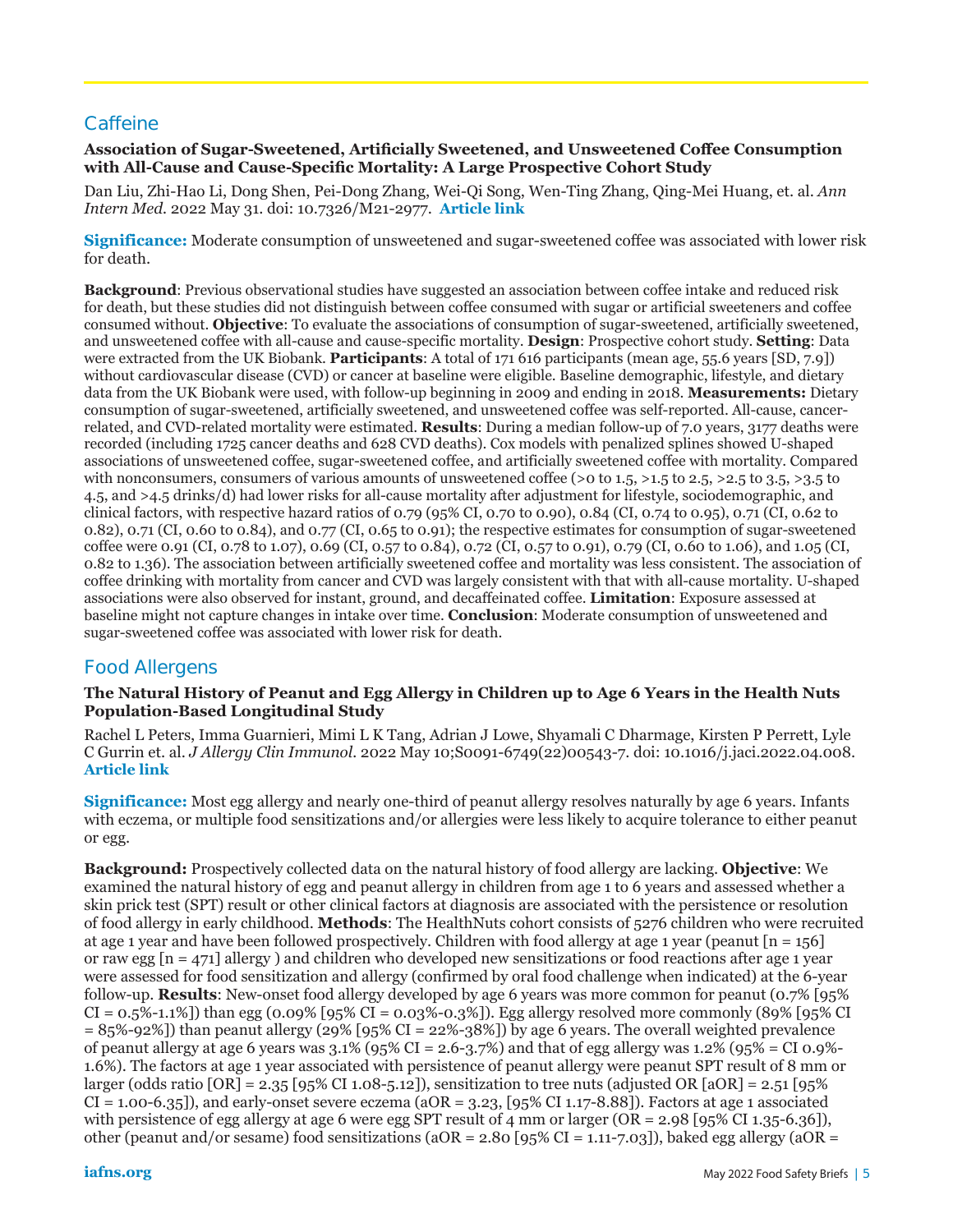## Caffeine

**Association of Sugar-Sweetened, Artificially Sweetened, and Unsweetened Coffee Consumption with All-Cause and Cause-Specific Mortality: A Large Prospective Cohort Study**

Dan Liu, Zhi-Hao Li, Dong Shen, Pei-Dong Zhang, Wei-Qi Song, Wen-Ting Zhang, Qing-Mei Huang, et. al. *Ann Intern Med.* 2022 May 31. doi: 10.7326/M21-2977. **Article link**

**Significance:** Moderate consumption of unsweetened and sugar-sweetened coffee was associated with lower risk for death.

**Background**: Previous observational studies have suggested an association between coffee intake and reduced risk for death, but these studies did not distinguish between coffee consumed with sugar or artificial sweeteners and coffee consumed without. **Objective**: To evaluate the associations of consumption of sugar-sweetened, artificially sweetened, and unsweetened coffee with all-cause and cause-specific mortality. **Design**: Prospective cohort study. **Setting**: Data were extracted from the UK Biobank. **Participants**: A total of 171 616 participants (mean age, 55.6 years [SD, 7.9]) without cardiovascular disease (CVD) or cancer at baseline were eligible. Baseline demographic, lifestyle, and dietary data from the UK Biobank were used, with follow-up beginning in 2009 and ending in 2018. **Measurements:** Dietary consumption of sugar-sweetened, artificially sweetened, and unsweetened coffee was self-reported. All-cause, cancer-related, and CVD-related mortality were estimated. **Results**: During a median follow-up of 7.0 years, 3177 deaths were recorded (including 1725 cancer deaths and 628 CVD deaths). Cox models with penalized splines showed U-shaped associations of unsweetened coffee, sugar-sweetened coffee, and artificially sweetened coffee with mortality. Compared with nonconsumers, consumers of various amounts of unsweetened coffee (>0 to 1.5, >1.5 to 2.5, >2.5 to 3.5, >3.5 to 4.5, and >4.5 drinks/d) had lower risks for all-cause mortality after adjustment for lifestyle, sociodemographic, and clinical factors, with respective hazard ratios of 0.79 (95% CI, 0.70 to 0.90), 0.84 (CI, 0.74 to 0.95), 0.71 (CI, 0.62 to 0.82), 0.71 (CI, 0.60 to 0.84), and 0.77 (CI, 0.65 to 0.91); the respective estimates for consumption of sugar-sweetened coffee were 0.91 (CI, 0.78 to 1.07), 0.69 (CI, 0.57 to 0.84), 0.72 (CI, 0.57 to 0.91), 0.79 (CI, 0.60 to 1.06), and 1.05 (CI, 0.82 to 1.36). The association between artificially sweetened coffee and mortality was less consistent. The association of coffee drinking with mortality from cancer and CVD was largely consistent with that with all-cause mortality. U-shaped associations were also observed for instant, ground, and decaffeinated coffee. **Limitation**: Exposure assessed at baseline might not capture changes in intake over time. **Conclusion**: Moderate consumption of unsweetened and sugar-sweetened coffee was associated with lower risk for death.

## Food Allergens

**The Natural History of Peanut and Egg Allergy in Children up to Age 6 Years in the Health Nuts Population-Based Longitudinal Study**

Rachel L Peters, Imma Guarnieri, Mimi L K Tang, Adrian J Lowe, Shyamali C Dharmage, Kirsten P Perrett, Lyle C Gurrin et. al. *J Allergy Clin Immunol.* 2022 May 10;S0091-6749(22)00543-7. doi: 10.1016/j.jaci.2022.04.008. **Article link**

**Significance:** Most egg allergy and nearly one-third of peanut allergy resolves naturally by age 6 years. Infants with eczema, or multiple food sensitizations and/or allergies were less likely to acquire tolerance to either peanut or egg.

**Background:** Prospectively collected data on the natural history of food allergy are lacking. **Objective**: We examined the natural history of egg and peanut allergy in children from age 1 to 6 years and assessed whether a skin prick test (SPT) result or other clinical factors at diagnosis are associated with the persistence or resolution of food allergy in early childhood. **Methods**: The HealthNuts cohort consists of 5276 children who were recruited at age 1 year and have been followed prospectively. Children with food allergy at age 1 year (peanut [n = 156] or raw egg [n = 471] allergy ) and children who developed new sensitizations or food reactions after age 1 year were assessed for food sensitization and allergy (confirmed by oral food challenge when indicated) at the 6-year follow-up. **Results**: New-onset food allergy developed by age 6 years was more common for peanut (0.7% [95% CI = 0.5%-1.1%]) than egg (0.09% [95% CI = 0.03%-0.3%]). Egg allergy resolved more commonly (89% [95% CI = 85%-92%]) than peanut allergy (29% [95% CI = 22%-38%]) by age 6 years. The overall weighted prevalence of peanut allergy at age 6 years was 3.1% (95% CI = 2.6-3.7%) and that of egg allergy was 1.2% (95% = CI 0.9%-1.6%). The factors at age 1 year associated with persistence of peanut allergy were peanut SPT result of 8 mm or larger (odds ratio [OR] = 2.35 [95% CI 1.08-5.12]), sensitization to tree nuts (adjusted OR [aOR] = 2.51 [95% CI = 1.00-6.35]), and early-onset severe eczema (aOR = 3.23, [95% CI 1.17-8.88]). Factors at age 1 associated with persistence of egg allergy at age 6 were egg SPT result of 4 mm or larger (OR = 2.98 [95% CI 1.35-6.36]), other (peanut and/or sesame) food sensitizations (aOR = 2.80 [95% CI = 1.11-7.03]), baked egg allergy (aOR =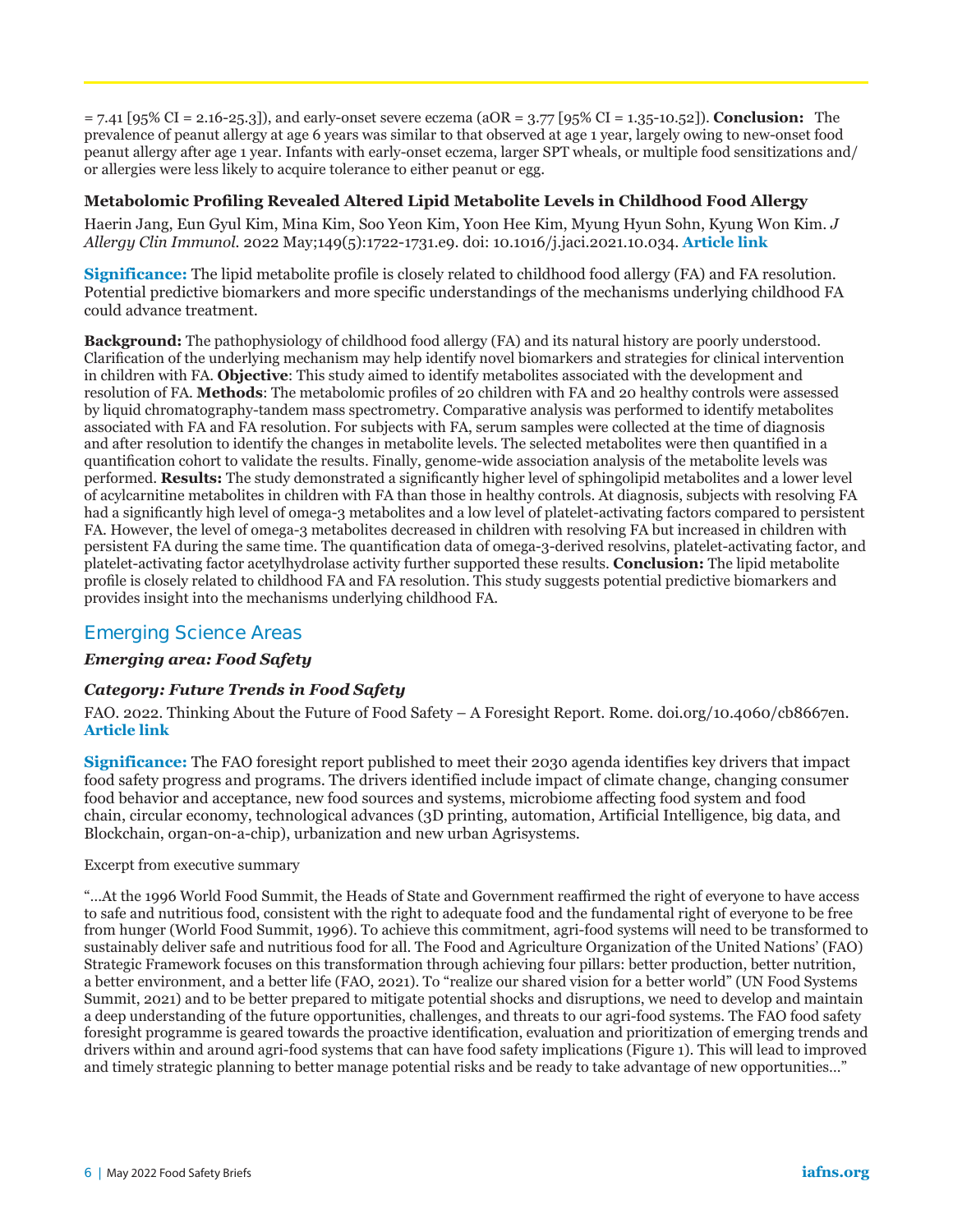= 7.41 [95% CI = 2.16-25.3]), and early-onset severe eczema (aOR = 3.77 [95% CI = 1.35-10.52]). **Conclusion:** The prevalence of peanut allergy at age 6 years was similar to that observed at age 1 year, largely owing to new-onset food peanut allergy after age 1 year. Infants with early-onset eczema, larger SPT wheals, or multiple food sensitizations and/or allergies were less likely to acquire tolerance to either peanut or egg.

### Metabolomic Profiling Revealed Altered Lipid Metabolite Levels in Childhood Food Allergy

Haerin Jang, Eun Gyul Kim, Mina Kim, Soo Yeon Kim, Yoon Hee Kim, Myung Hyun Sohn, Kyung Won Kim. *J Allergy Clin Immunol.* 2022 May;149(5):1722-1731.e9. doi: 10.1016/j.jaci.2021.10.034. **Article link**

**Significance:** The lipid metabolite profile is closely related to childhood food allergy (FA) and FA resolution. Potential predictive biomarkers and more specific understandings of the mechanisms underlying childhood FA could advance treatment.

**Background:** The pathophysiology of childhood food allergy (FA) and its natural history are poorly understood. Clarification of the underlying mechanism may help identify novel biomarkers and strategies for clinical intervention in children with FA. **Objective**: This study aimed to identify metabolites associated with the development and resolution of FA. **Methods**: The metabolomic profiles of 20 children with FA and 20 healthy controls were assessed by liquid chromatography-tandem mass spectrometry. Comparative analysis was performed to identify metabolites associated with FA and FA resolution. For subjects with FA, serum samples were collected at the time of diagnosis and after resolution to identify the changes in metabolite levels. The selected metabolites were then quantified in a quantification cohort to validate the results. Finally, genome-wide association analysis of the metabolite levels was performed. **Results:** The study demonstrated a significantly higher level of sphingolipid metabolites and a lower level of acylcarnitine metabolites in children with FA than those in healthy controls. At diagnosis, subjects with resolving FA had a significantly high level of omega-3 metabolites and a low level of platelet-activating factors compared to persistent FA. However, the level of omega-3 metabolites decreased in children with resolving FA but increased in children with persistent FA during the same time. The quantification data of omega-3-derived resolvins, platelet-activating factor, and platelet-activating factor acetylhydrolase activity further supported these results. **Conclusion:** The lipid metabolite profile is closely related to childhood FA and FA resolution. This study suggests potential predictive biomarkers and provides insight into the mechanisms underlying childhood FA.

## Emerging Science Areas

***Emerging area: Food Safety***

***Category: Future Trends in Food Safety***

FAO. 2022. Thinking About the Future of Food Safety – A Foresight Report. Rome. doi.org/10.4060/cb8667en. **Article link**

**Significance:** The FAO foresight report published to meet their 2030 agenda identifies key drivers that impact food safety progress and programs. The drivers identified include impact of climate change, changing consumer food behavior and acceptance, new food sources and systems, microbiome affecting food system and food chain, circular economy, technological advances (3D printing, automation, Artificial Intelligence, big data, and Blockchain, organ-on-a-chip), urbanization and new urban Agrisystems.

Excerpt from executive summary

"...At the 1996 World Food Summit, the Heads of State and Government reaffirmed the right of everyone to have access to safe and nutritious food, consistent with the right to adequate food and the fundamental right of everyone to be free from hunger (World Food Summit, 1996). To achieve this commitment, agri-food systems will need to be transformed to sustainably deliver safe and nutritious food for all. The Food and Agriculture Organization of the United Nations' (FAO) Strategic Framework focuses on this transformation through achieving four pillars: better production, better nutrition, a better environment, and a better life (FAO, 2021). To "realize our shared vision for a better world" (UN Food Systems Summit, 2021) and to be better prepared to mitigate potential shocks and disruptions, we need to develop and maintain a deep understanding of the future opportunities, challenges, and threats to our agri-food systems. The FAO food safety foresight programme is geared towards the proactive identification, evaluation and prioritization of emerging trends and drivers within and around agri-food systems that can have food safety implications (Figure 1). This will lead to improved and timely strategic planning to better manage potential risks and be ready to take advantage of new opportunities..."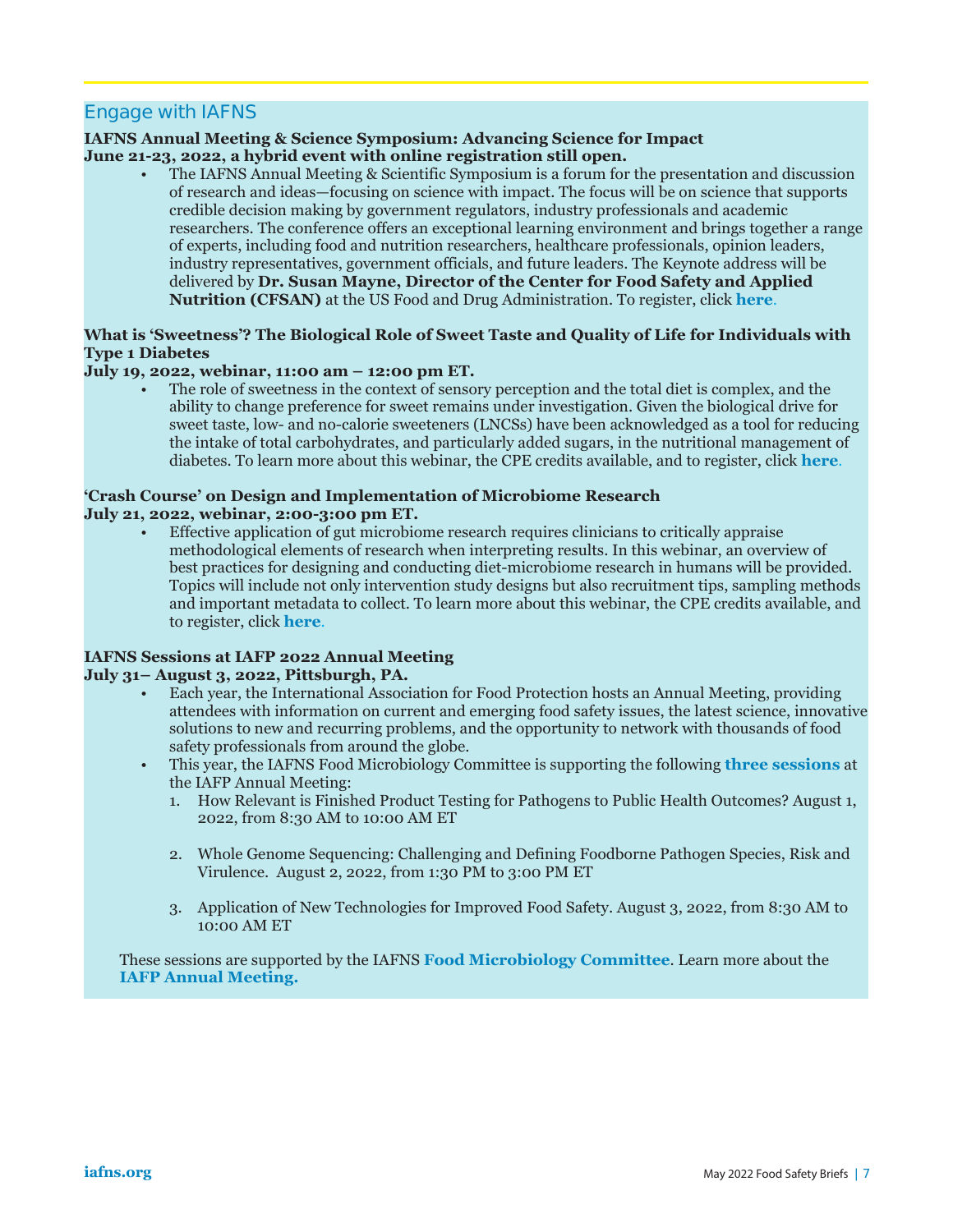## Engage with IAFNS

**IAFNS Annual Meeting & Science Symposium: Advancing Science for Impact**
**June 21-23, 2022, a hybrid event with online registration still open.**

- The IAFNS Annual Meeting & Scientific Symposium is a forum for the presentation and discussion of research and ideas—focusing on science with impact. The focus will be on science that supports credible decision making by government regulators, industry professionals and academic researchers. The conference offers an exceptional learning environment and brings together a range of experts, including food and nutrition researchers, healthcare professionals, opinion leaders, industry representatives, government officials, and future leaders. The Keynote address will be delivered by **Dr. Susan Mayne, Director of the Center for Food Safety and Applied Nutrition (CFSAN)** at the US Food and Drug Administration. To register, click **here**.

**What is 'Sweetness'? The Biological Role of Sweet Taste and Quality of Life for Individuals with Type 1 Diabetes**
**July 19, 2022, webinar, 11:00 am – 12:00 pm ET.**

- The role of sweetness in the context of sensory perception and the total diet is complex, and the ability to change preference for sweet remains under investigation. Given the biological drive for sweet taste, low- and no-calorie sweeteners (LNCSs) have been acknowledged as a tool for reducing the intake of total carbohydrates, and particularly added sugars, in the nutritional management of diabetes. To learn more about this webinar, the CPE credits available, and to register, click **here**.

**'Crash Course' on Design and Implementation of Microbiome Research**
**July 21, 2022, webinar, 2:00-3:00 pm ET.**

- Effective application of gut microbiome research requires clinicians to critically appraise methodological elements of research when interpreting results. In this webinar, an overview of best practices for designing and conducting diet-microbiome research in humans will be provided. Topics will include not only intervention study designs but also recruitment tips, sampling methods and important metadata to collect. To learn more about this webinar, the CPE credits available, and to register, click **here**.

**IAFNS Sessions at IAFP 2022 Annual Meeting**
**July 31– August 3, 2022, Pittsburgh, PA.**

- Each year, the International Association for Food Protection hosts an Annual Meeting, providing attendees with information on current and emerging food safety issues, the latest science, innovative solutions to new and recurring problems, and the opportunity to network with thousands of food safety professionals from around the globe.
- This year, the IAFNS Food Microbiology Committee is supporting the following **three sessions** at the IAFP Annual Meeting:
  1. How Relevant is Finished Product Testing for Pathogens to Public Health Outcomes? August 1, 2022, from 8:30 AM to 10:00 AM ET
  2. Whole Genome Sequencing: Challenging and Defining Foodborne Pathogen Species, Risk and Virulence. August 2, 2022, from 1:30 PM to 3:00 PM ET
  3. Application of New Technologies for Improved Food Safety. August 3, 2022, from 8:30 AM to 10:00 AM ET

These sessions are supported by the IAFNS **Food Microbiology Committee**. Learn more about the **IAFP Annual Meeting.**